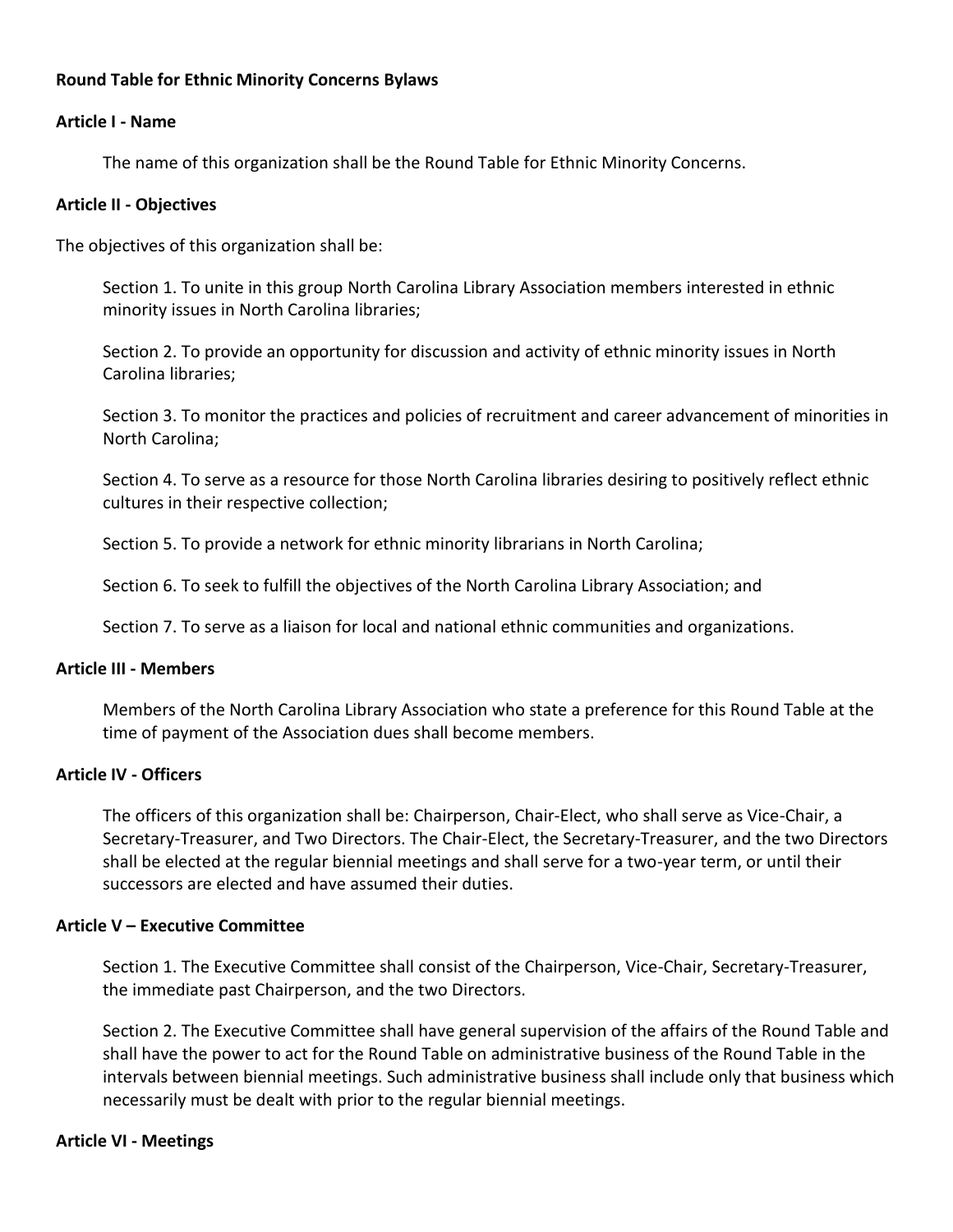**Round Table for Ethnic Minority Concerns Bylaws**

**Article I - Name**

The name of this organization shall be the Round Table for Ethnic Minority Concerns.

**Article II - Objectives**

The objectives of this organization shall be:

Section 1. To unite in this group North Carolina Library Association members interested in ethnic minority issues in North Carolina libraries;

Section 2. To provide an opportunity for discussion and activity of ethnic minority issues in North Carolina libraries;

Section 3. To monitor the practices and policies of recruitment and career advancement of minorities in North Carolina;

Section 4. To serve as a resource for those North Carolina libraries desiring to positively reflect ethnic cultures in their respective collection;

Section 5. To provide a network for ethnic minority librarians in North Carolina;

Section 6. To seek to fulfill the objectives of the North Carolina Library Association; and

Section 7. To serve as a liaison for local and national ethnic communities and organizations.

**Article III - Members**

Members of the North Carolina Library Association who state a preference for this Round Table at the time of payment of the Association dues shall become members.

**Article IV - Officers**

The officers of this organization shall be: Chairperson, Chair-Elect, who shall serve as Vice-Chair, a Secretary-Treasurer, and Two Directors. The Chair-Elect, the Secretary-Treasurer, and the two Directors shall be elected at the regular biennial meetings and shall serve for a two-year term, or until their successors are elected and have assumed their duties.

**Article V – Executive Committee**

Section 1. The Executive Committee shall consist of the Chairperson, Vice-Chair, Secretary-Treasurer, the immediate past Chairperson, and the two Directors.

Section 2. The Executive Committee shall have general supervision of the affairs of the Round Table and shall have the power to act for the Round Table on administrative business of the Round Table in the intervals between biennial meetings. Such administrative business shall include only that business which necessarily must be dealt with prior to the regular biennial meetings.

**Article VI - Meetings**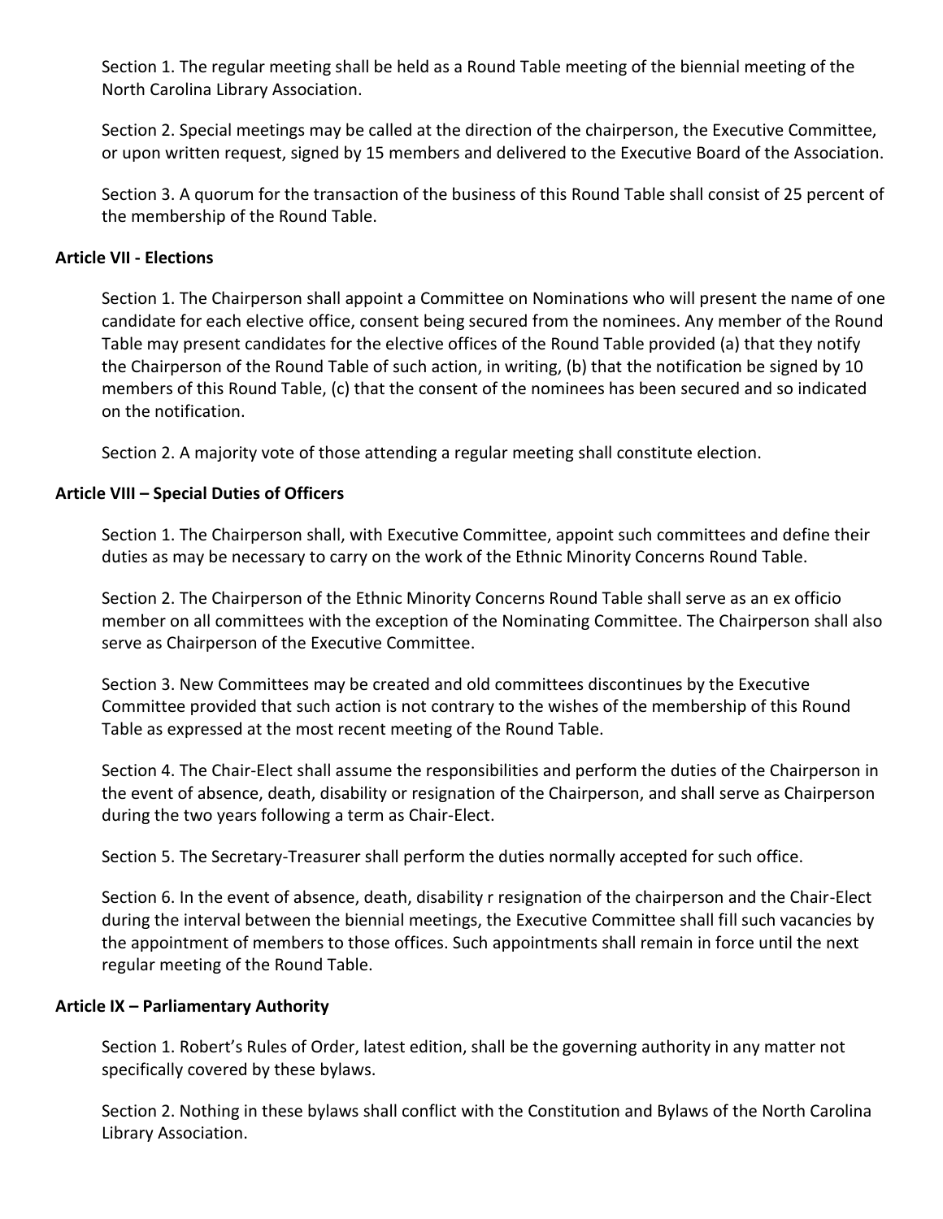Section 1. The regular meeting shall be held as a Round Table meeting of the biennial meeting of the North Carolina Library Association.

Section 2. Special meetings may be called at the direction of the chairperson, the Executive Committee, or upon written request, signed by 15 members and delivered to the Executive Board of the Association.

Section 3. A quorum for the transaction of the business of this Round Table shall consist of 25 percent of the membership of the Round Table.

**Article VII - Elections**

Section 1. The Chairperson shall appoint a Committee on Nominations who will present the name of one candidate for each elective office, consent being secured from the nominees. Any member of the Round Table may present candidates for the elective offices of the Round Table provided (a) that they notify the Chairperson of the Round Table of such action, in writing, (b) that the notification be signed by 10 members of this Round Table, (c) that the consent of the nominees has been secured and so indicated on the notification.

Section 2. A majority vote of those attending a regular meeting shall constitute election.

**Article VIII – Special Duties of Officers**

Section 1. The Chairperson shall, with Executive Committee, appoint such committees and define their duties as may be necessary to carry on the work of the Ethnic Minority Concerns Round Table.

Section 2. The Chairperson of the Ethnic Minority Concerns Round Table shall serve as an ex officio member on all committees with the exception of the Nominating Committee. The Chairperson shall also serve as Chairperson of the Executive Committee.

Section 3. New Committees may be created and old committees discontinues by the Executive Committee provided that such action is not contrary to the wishes of the membership of this Round Table as expressed at the most recent meeting of the Round Table.

Section 4. The Chair-Elect shall assume the responsibilities and perform the duties of the Chairperson in the event of absence, death, disability or resignation of the Chairperson, and shall serve as Chairperson during the two years following a term as Chair-Elect.

Section 5. The Secretary-Treasurer shall perform the duties normally accepted for such office.

Section 6. In the event of absence, death, disability r resignation of the chairperson and the Chair-Elect during the interval between the biennial meetings, the Executive Committee shall fill such vacancies by the appointment of members to those offices. Such appointments shall remain in force until the next regular meeting of the Round Table.

**Article IX – Parliamentary Authority**

Section 1. Robert's Rules of Order, latest edition, shall be the governing authority in any matter not specifically covered by these bylaws.

Section 2. Nothing in these bylaws shall conflict with the Constitution and Bylaws of the North Carolina Library Association.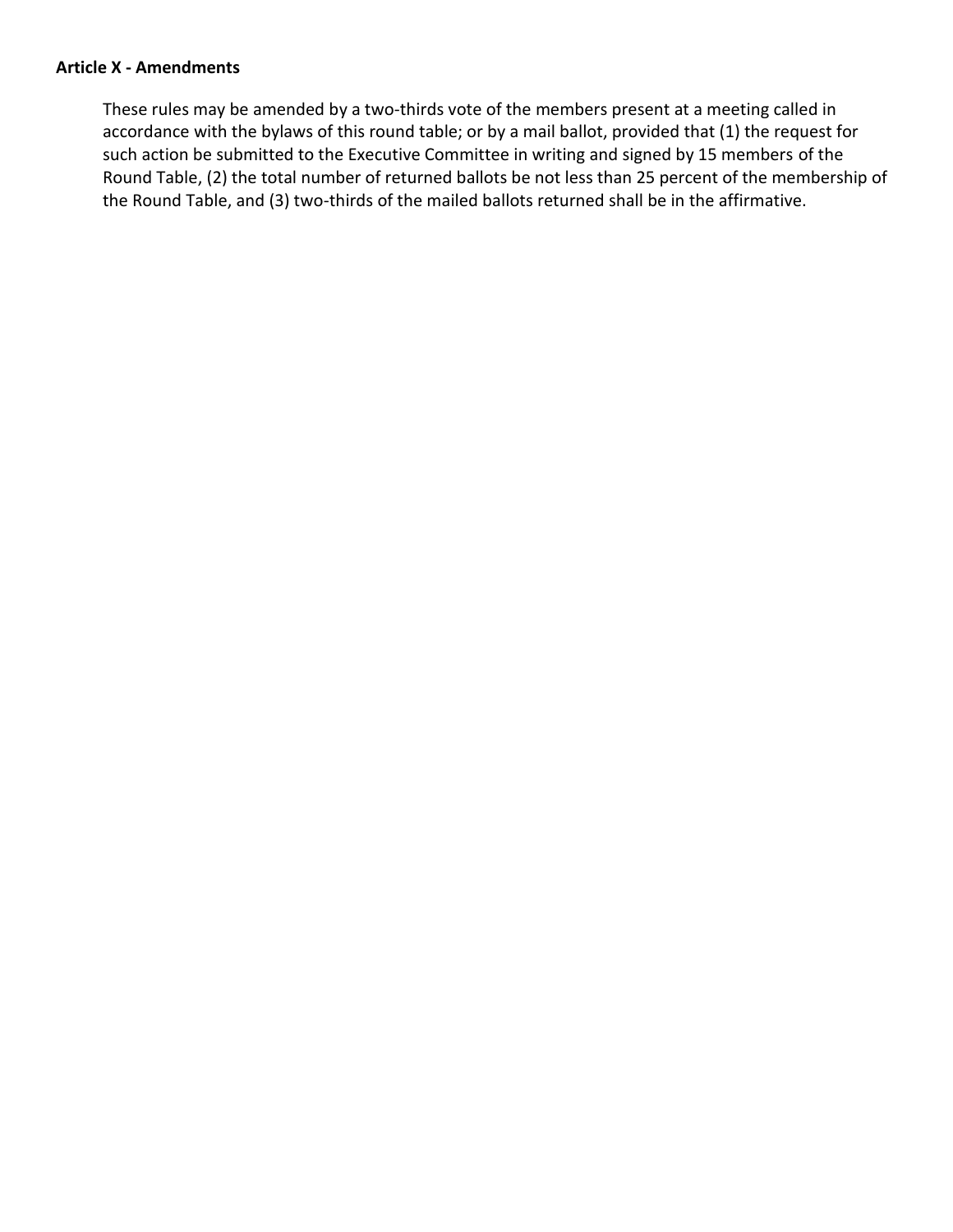**Article X - Amendments**

These rules may be amended by a two-thirds vote of the members present at a meeting called in accordance with the bylaws of this round table; or by a mail ballot, provided that (1) the request for such action be submitted to the Executive Committee in writing and signed by 15 members of the Round Table, (2) the total number of returned ballots be not less than 25 percent of the membership of the Round Table, and (3) two-thirds of the mailed ballots returned shall be in the affirmative.